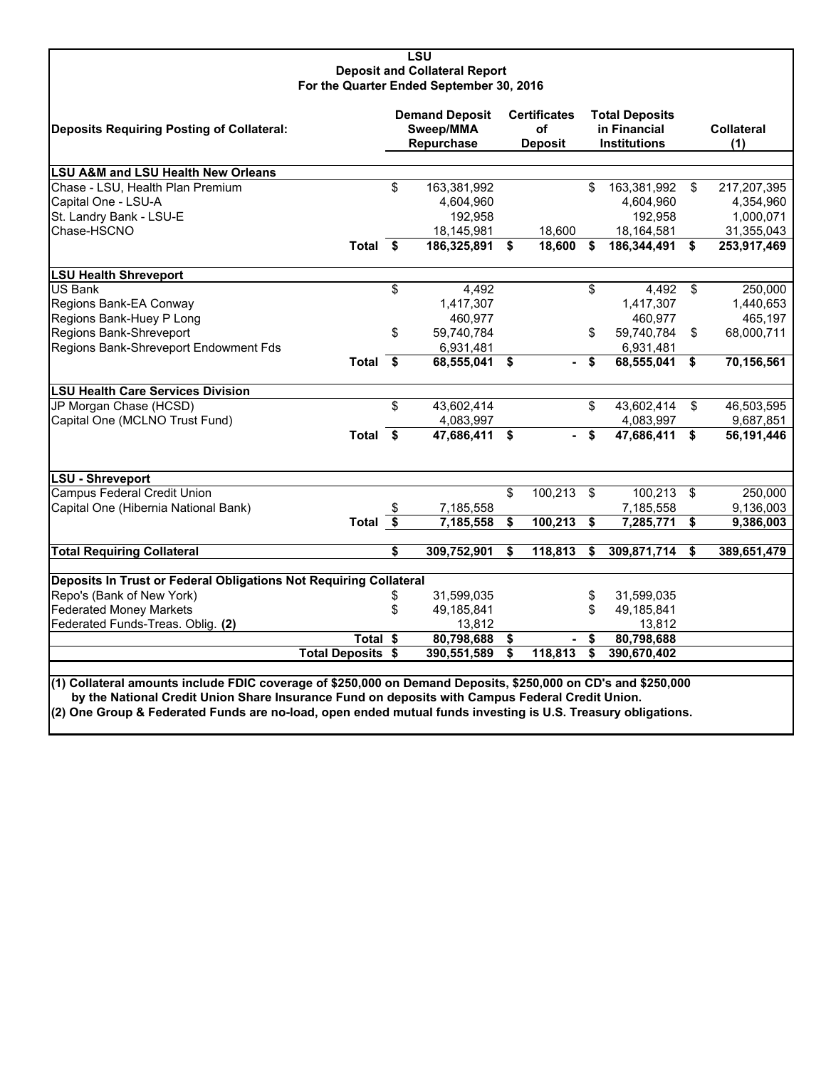# LSU
## Deposit and Collateral Report
### For the Quarter Ended September 30, 2016

| Deposits Requiring Posting of Collateral: | | Demand Deposit Sweep/MMA Repurchase | Certificates of Deposit | Total Deposits in Financial Institutions | Collateral (1) |
|---|---|---|---|---|---|
| **LSU A&M and LSU Health New Orleans** | | | | | |
| Chase - LSU, Health Plan Premium | | $ 163,381,992 | | $ 163,381,992 | $ 217,207,395 |
| Capital One - LSU-A | | 4,604,960 | | 4,604,960 | 4,354,960 |
| St. Landry Bank - LSU-E | | 192,958 | | 192,958 | 1,000,071 |
| Chase-HSCNO | | 18,145,981 | 18,600 | 18,164,581 | 31,355,043 |
| | **Total** | **$ 186,325,891** | **$ 18,600** | **$ 186,344,491** | **$ 253,917,469** |
| **LSU Health Shreveport** | | | | | |
| US Bank | | $ 4,492 | | $ 4,492 | $ 250,000 |
| Regions Bank-EA Conway | | 1,417,307 | | 1,417,307 | 1,440,653 |
| Regions Bank-Huey P Long | | 460,977 | | 460,977 | 465,197 |
| Regions Bank-Shreveport | | $ 59,740,784 | | $ 59,740,784 | $ 68,000,711 |
| Regions Bank-Shreveport Endowment Fds | | 6,931,481 | | 6,931,481 | |
| | **Total** | **$ 68,555,041** | **$ -** | **$ 68,555,041** | **$ 70,156,561** |
| **LSU Health Care Services Division** | | | | | |
| JP Morgan Chase (HCSD) | | $ 43,602,414 | | $ 43,602,414 | $ 46,503,595 |
| Capital One (MCLNO Trust Fund) | | 4,083,997 | | 4,083,997 | 9,687,851 |
| | **Total** | **$ 47,686,411** | **$ -** | **$ 47,686,411** | **$ 56,191,446** |
| **LSU - Shreveport** | | | | | |
| Campus Federal Credit Union | | | $ 100,213 | $ 100,213 | $ 250,000 |
| Capital One (Hibernia National Bank) | | $ 7,185,558 | | 7,185,558 | 9,136,003 |
| | **Total** | **$ 7,185,558** | **$ 100,213** | **$ 7,285,771** | **$ 9,386,003** |
| **Total Requiring Collateral** | | **$ 309,752,901** | **$ 118,813** | **$ 309,871,714** | **$ 389,651,479** |
| **Deposits In Trust or Federal Obligations Not Requiring Collateral** | | | | | |
| Repo's (Bank of New York) | | $ 31,599,035 | | $ 31,599,035 | |
| Federated Money Markets | | $ 49,185,841 | | $ 49,185,841 | |
| Federated Funds-Treas. Oblig. **(2)** | | 13,812 | | 13,812 | |
| | **Total** | **$ 80,798,688** | **$ -** | **$ 80,798,688** | |
| | **Total Deposits** | **$ 390,551,589** | **$ 118,813** | **$ 390,670,402** | |

**(1) Collateral amounts include FDIC coverage of $250,000 on Demand Deposits, $250,000 on CD's and $250,000 by the National Credit Union Share Insurance Fund on deposits with Campus Federal Credit Union.**

**(2) One Group & Federated Funds are no-load, open ended mutual funds investing is U.S. Treasury obligations.**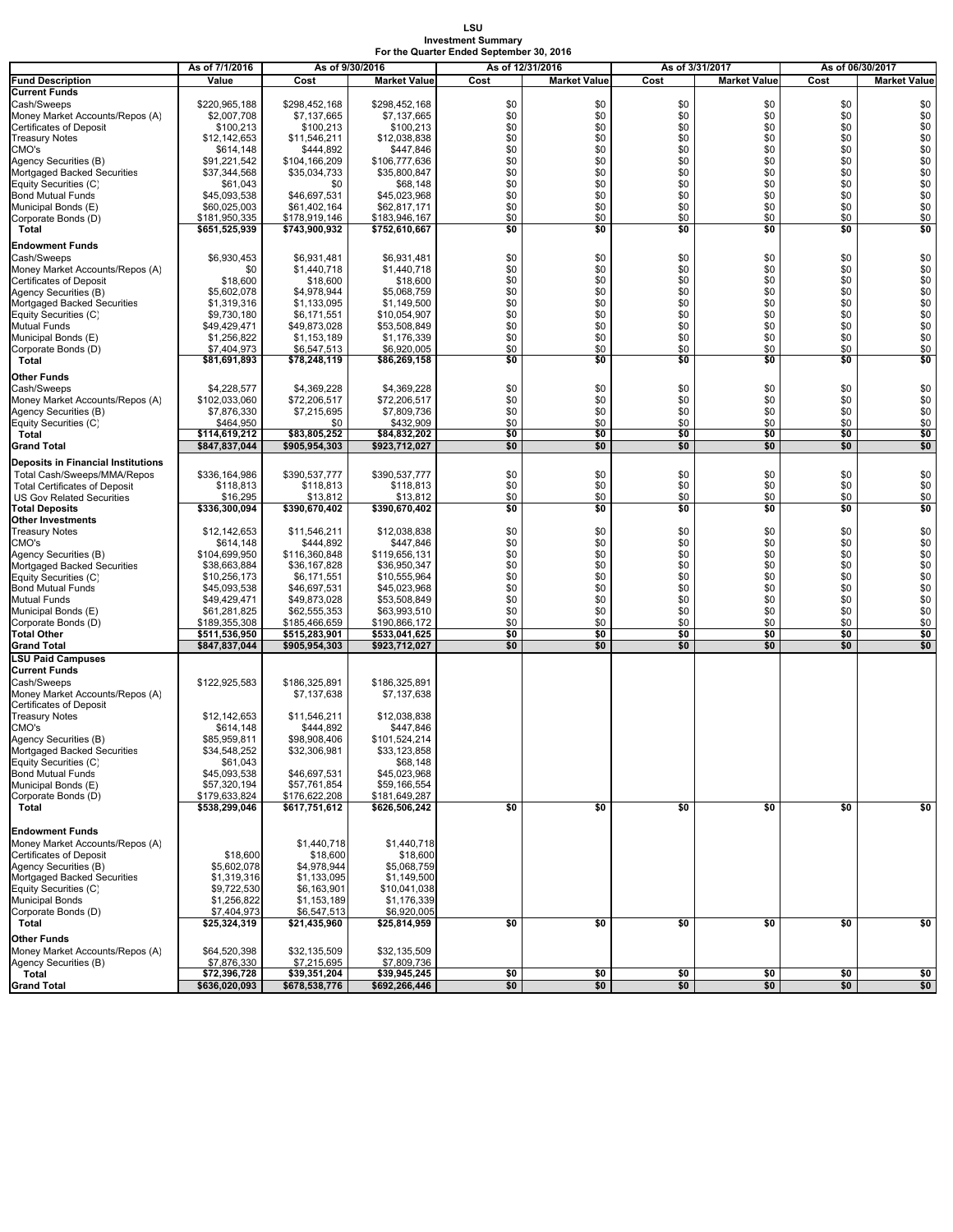**LSU**
**Investment Summary**
**For the Quarter Ended September 30, 2016**

| | As of 7/1/2016 | As of 9/30/2016 | | As of 12/31/2016 | | As of 3/31/2017 | | As of 06/30/2017 | |
|---|---|---|---|---|---|---|---|---|---|
| **Fund Description** | **Value** | **Cost** | **Market Value** | **Cost** | **Market Value** | **Cost** | **Market Value** | **Cost** | **Market Value** |
| **Current Funds** | | | | | | | | | |
| Cash/Sweeps | $220,965,188 | $298,452,168 | $298,452,168 | $0 | $0 | $0 | $0 | $0 | $0 |
| Money Market Accounts/Repos (A) | $2,007,708 | $7,137,665 | $7,137,665 | $0 | $0 | $0 | $0 | $0 | $0 |
| Certificates of Deposit | $100,213 | $100,213 | $100,213 | $0 | $0 | $0 | $0 | $0 | $0 |
| Treasury Notes | $12,142,653 | $11,546,211 | $12,038,838 | $0 | $0 | $0 | $0 | $0 | $0 |
| CMO's | $614,148 | $444,892 | $447,846 | $0 | $0 | $0 | $0 | $0 | $0 |
| Agency Securities (B) | $91,221,542 | $104,166,209 | $106,777,636 | $0 | $0 | $0 | $0 | $0 | $0 |
| Mortgaged Backed Securities | $37,344,568 | $35,034,733 | $35,800,847 | $0 | $0 | $0 | $0 | $0 | $0 |
| Equity Securities (C) | $61,043 | $0 | $68,148 | $0 | $0 | $0 | $0 | $0 | $0 |
| Bond Mutual Funds | $45,093,538 | $46,697,531 | $45,023,968 | $0 | $0 | $0 | $0 | $0 | $0 |
| Municipal Bonds (E) | $60,025,003 | $61,402,164 | $62,817,171 | $0 | $0 | $0 | $0 | $0 | $0 |
| Corporate Bonds (D) | $181,950,335 | $178,919,146 | $183,946,167 | $0 | $0 | $0 | $0 | $0 | $0 |
| **Total** | **$651,525,939** | **$743,900,932** | **$752,610,667** | **$0** | **$0** | **$0** | **$0** | **$0** | **$0** |
| **Endowment Funds** | | | | | | | | | |
| Cash/Sweeps | $6,930,453 | $6,931,481 | $6,931,481 | $0 | $0 | $0 | $0 | $0 | $0 |
| Money Market Accounts/Repos (A) | $0 | $1,440,718 | $1,440,718 | $0 | $0 | $0 | $0 | $0 | $0 |
| Certificates of Deposit | $18,600 | $18,600 | $18,600 | $0 | $0 | $0 | $0 | $0 | $0 |
| Agency Securities (B) | $5,602,078 | $4,978,944 | $5,068,759 | $0 | $0 | $0 | $0 | $0 | $0 |
| Mortgaged Backed Securities | $1,319,316 | $1,133,095 | $1,149,500 | $0 | $0 | $0 | $0 | $0 | $0 |
| Equity Securities (C) | $9,730,180 | $6,171,551 | $10,054,907 | $0 | $0 | $0 | $0 | $0 | $0 |
| Mutual Funds | $49,429,471 | $49,873,028 | $53,508,849 | $0 | $0 | $0 | $0 | $0 | $0 |
| Municipal Bonds (E) | $1,256,822 | $1,153,189 | $1,176,339 | $0 | $0 | $0 | $0 | $0 | $0 |
| Corporate Bonds (D) | $7,404,973 | $6,547,513 | $6,920,005 | $0 | $0 | $0 | $0 | $0 | $0 |
| **Total** | **$81,691,893** | **$78,248,119** | **$86,269,158** | **$0** | **$0** | **$0** | **$0** | **$0** | **$0** |
| **Other Funds** | | | | | | | | | |
| Cash/Sweeps | $4,228,577 | $4,369,228 | $4,369,228 | $0 | $0 | $0 | $0 | $0 | $0 |
| Money Market Accounts/Repos (A) | $102,033,060 | $72,206,517 | $72,206,517 | $0 | $0 | $0 | $0 | $0 | $0 |
| Agency Securities (B) | $7,876,330 | $7,215,695 | $7,809,736 | $0 | $0 | $0 | $0 | $0 | $0 |
| Equity Securities (C) | $464,950 | $0 | $432,909 | $0 | $0 | $0 | $0 | $0 | $0 |
| **Total** | **$114,619,212** | **$83,805,252** | **$84,832,202** | **$0** | **$0** | **$0** | **$0** | **$0** | **$0** |
| **Grand Total** | **$847,837,044** | **$905,954,303** | **$923,712,027** | **$0** | **$0** | **$0** | **$0** | **$0** | **$0** |
| **Deposits in Financial Institutions** | | | | | | | | | |
| Total Cash/Sweeps/MMA/Repos | $336,164,986 | $390,537,777 | $390,537,777 | $0 | $0 | $0 | $0 | $0 | $0 |
| Total Certificates of Deposit | $118,813 | $118,813 | $118,813 | $0 | $0 | $0 | $0 | $0 | $0 |
| US Gov Related Securities | $16,295 | $13,812 | $13,812 | $0 | $0 | $0 | $0 | $0 | $0 |
| **Total Deposits** | **$336,300,094** | **$390,670,402** | **$390,670,402** | **$0** | **$0** | **$0** | **$0** | **$0** | **$0** |
| **Other Investments** | | | | | | | | | |
| Treasury Notes | $12,142,653 | $11,546,211 | $12,038,838 | $0 | $0 | $0 | $0 | $0 | $0 |
| CMO's | $614,148 | $444,892 | $447,846 | $0 | $0 | $0 | $0 | $0 | $0 |
| Agency Securities (B) | $104,699,950 | $116,360,848 | $119,656,131 | $0 | $0 | $0 | $0 | $0 | $0 |
| Mortgaged Backed Securities | $38,663,884 | $36,167,828 | $36,950,347 | $0 | $0 | $0 | $0 | $0 | $0 |
| Equity Securities (C) | $10,256,173 | $6,171,551 | $10,555,964 | $0 | $0 | $0 | $0 | $0 | $0 |
| Bond Mutual Funds | $45,093,538 | $46,697,531 | $45,023,968 | $0 | $0 | $0 | $0 | $0 | $0 |
| Mutual Funds | $49,429,471 | $49,873,028 | $53,508,849 | $0 | $0 | $0 | $0 | $0 | $0 |
| Municipal Bonds (E) | $61,281,825 | $62,555,353 | $63,993,510 | $0 | $0 | $0 | $0 | $0 | $0 |
| Corporate Bonds (D) | $189,355,308 | $185,466,659 | $190,866,172 | $0 | $0 | $0 | $0 | $0 | $0 |
| **Total Other** | **$511,536,950** | **$515,283,901** | **$533,041,625** | **$0** | **$0** | **$0** | **$0** | **$0** | **$0** |
| **Grand Total** | **$847,837,044** | **$905,954,303** | **$923,712,027** | **$0** | **$0** | **$0** | **$0** | **$0** | **$0** |
| **LSU Paid Campuses** | | | | | | | | | |
| **Current Funds** | | | | | | | | | |
| Cash/Sweeps | $122,925,583 | $186,325,891 | $186,325,891 | | | | | | |
| Money Market Accounts/Repos (A) | | $7,137,638 | $7,137,638 | | | | | | |
| Certificates of Deposit | | | | | | | | | |
| Treasury Notes | $12,142,653 | $11,546,211 | $12,038,838 | | | | | | |
| CMO's | $614,148 | $444,892 | $447,846 | | | | | | |
| Agency Securities (B) | $85,959,811 | $98,908,406 | $101,524,214 | | | | | | |
| Mortgaged Backed Securities | $34,548,252 | $32,306,981 | $33,123,858 | | | | | | |
| Equity Securities (C) | $61,043 | | $68,148 | | | | | | |
| Bond Mutual Funds | $45,093,538 | $46,697,531 | $45,023,968 | | | | | | |
| Municipal Bonds (E) | $57,320,194 | $57,761,854 | $59,166,554 | | | | | | |
| Corporate Bonds (D) | $179,633,824 | $176,622,208 | $181,649,287 | | | | | | |
| **Total** | **$538,299,046** | **$617,751,612** | **$626,506,242** | **$0** | **$0** | **$0** | **$0** | **$0** | **$0** |
| **Endowment Funds** | | | | | | | | | |
| Money Market Accounts/Repos (A) | | $1,440,718 | $1,440,718 | | | | | | |
| Certificates of Deposit | $18,600 | $18,600 | $18,600 | | | | | | |
| Agency Securities (B) | $5,602,078 | $4,978,944 | $5,068,759 | | | | | | |
| Mortgaged Backed Securities | $1,319,316 | $1,133,095 | $1,149,500 | | | | | | |
| Equity Securities (C) | $9,722,530 | $6,163,901 | $10,041,038 | | | | | | |
| Municipal Bonds | $1,256,822 | $1,153,189 | $1,176,339 | | | | | | |
| Corporate Bonds (D) | $7,404,973 | $6,547,513 | $6,920,005 | | | | | | |
| **Total** | **$25,324,319** | **$21,435,960** | **$25,814,959** | **$0** | **$0** | **$0** | **$0** | **$0** | **$0** |
| **Other Funds** | | | | | | | | | |
| Money Market Accounts/Repos (A) | $64,520,398 | $32,135,509 | $32,135,509 | | | | | | |
| Agency Securities (B) | $7,876,330 | $7,215,695 | $7,809,736 | | | | | | |
| **Total** | **$72,396,728** | **$39,351,204** | **$39,945,245** | **$0** | **$0** | **$0** | **$0** | **$0** | **$0** |
| **Grand Total** | **$636,020,093** | **$678,538,776** | **$692,266,446** | **$0** | **$0** | **$0** | **$0** | **$0** | **$0** |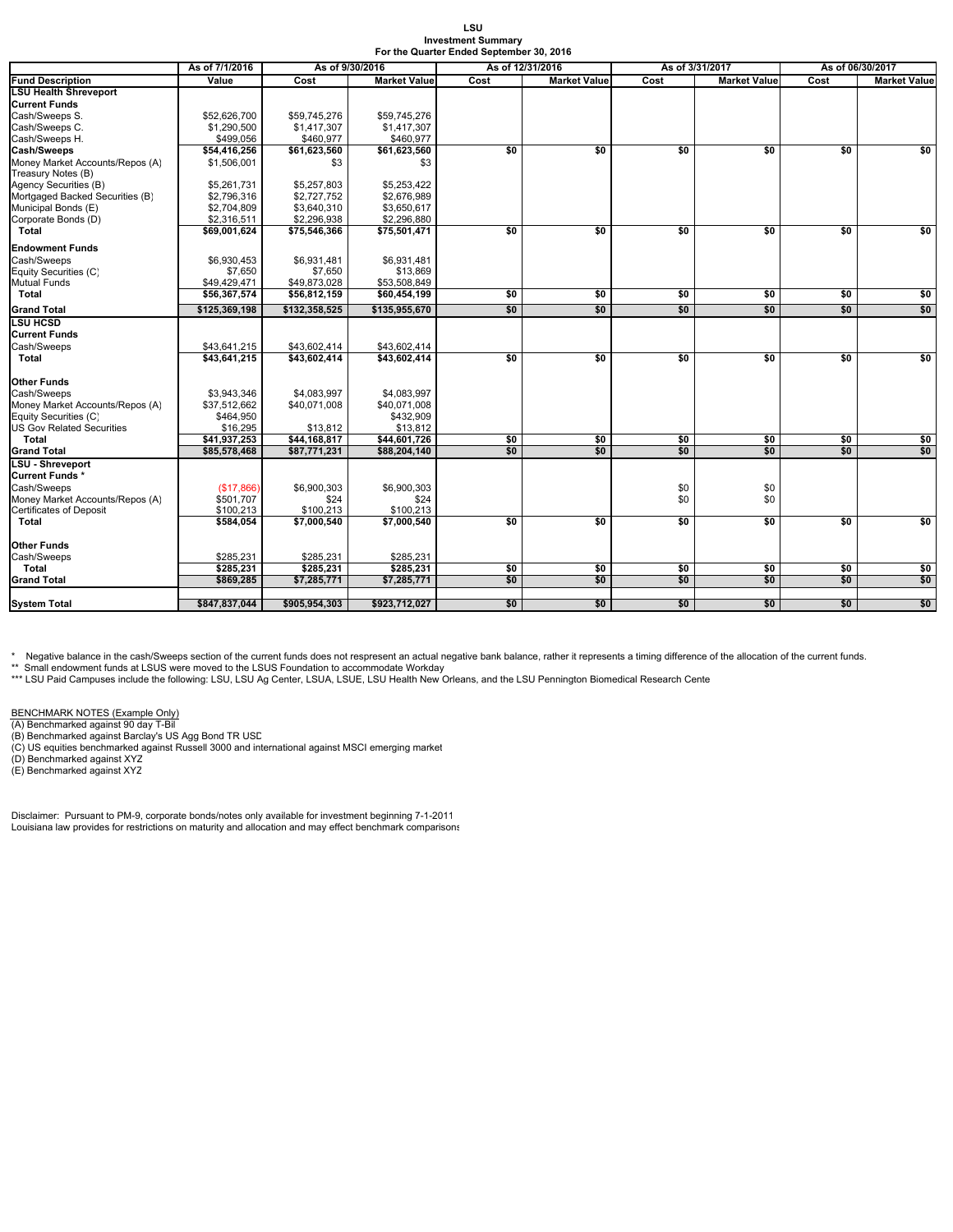**LSU**
**Investment Summary**
**For the Quarter Ended September 30, 2016**

| | As of 7/1/2016 | As of 9/30/2016 | | As of 12/31/2016 | | As of 3/31/2017 | | As of 06/30/2017 | |
|---|---|---|---|---|---|---|---|---|---|
| **Fund Description** | **Value** | **Cost** | **Market Value** | **Cost** | **Market Value** | **Cost** | **Market Value** | **Cost** | **Market Value** |
| **LSU Health Shreveport** | | | | | | | | | |
| **Current Funds** | | | | | | | | | |
| Cash/Sweeps S. | $52,626,700 | $59,745,276 | $59,745,276 | | | | | | |
| Cash/Sweeps C. | $1,290,500 | $1,417,307 | $1,417,307 | | | | | | |
| Cash/Sweeps H. | $499,056 | $460,977 | $460,977 | | | | | | |
| **Cash/Sweeps** | **$54,416,256** | **$61,623,560** | **$61,623,560** | **$0** | **$0** | **$0** | **$0** | **$0** | **$0** |
| Money Market Accounts/Repos (A) | $1,506,001 | $3 | $3 | | | | | | |
| Treasury Notes (B) | | | | | | | | | |
| Agency Securities (B) | $5,261,731 | $5,257,803 | $5,253,422 | | | | | | |
| Mortgaged Backed Securities (B) | $2,796,316 | $2,727,752 | $2,676,989 | | | | | | |
| Municipal Bonds (E) | $2,704,809 | $3,640,310 | $3,650,617 | | | | | | |
| Corporate Bonds (D) | $2,316,511 | $2,296,938 | $2,296,880 | | | | | | |
| **Total** | **$69,001,624** | **$75,546,366** | **$75,501,471** | **$0** | **$0** | **$0** | **$0** | **$0** | **$0** |
| **Endowment Funds** | | | | | | | | | |
| Cash/Sweeps | $6,930,453 | $6,931,481 | $6,931,481 | | | | | | |
| Equity Securities (C) | $7,650 | $7,650 | $13,869 | | | | | | |
| Mutual Funds | $49,429,471 | $49,873,028 | $53,508,849 | | | | | | |
| **Total** | **$56,367,574** | **$56,812,159** | **$60,454,199** | **$0** | **$0** | **$0** | **$0** | **$0** | **$0** |
| **Grand Total** | **$125,369,198** | **$132,358,525** | **$135,955,670** | **$0** | **$0** | **$0** | **$0** | **$0** | **$0** |
| **LSU HCSD** | | | | | | | | | |
| **Current Funds** | | | | | | | | | |
| Cash/Sweeps | $43,641,215 | $43,602,414 | $43,602,414 | | | | | | |
| **Total** | **$43,641,215** | **$43,602,414** | **$43,602,414** | **$0** | **$0** | **$0** | **$0** | **$0** | **$0** |
| **Other Funds** | | | | | | | | | |
| Cash/Sweeps | $3,943,346 | $4,083,997 | $4,083,997 | | | | | | |
| Money Market Accounts/Repos (A) | $37,512,662 | $40,071,008 | $40,071,008 | | | | | | |
| Equity Securities (C) | $464,950 | | $432,909 | | | | | | |
| US Gov Related Securities | $16,295 | $13,812 | $13,812 | | | | | | |
| **Total** | **$41,937,253** | **$44,168,817** | **$44,601,726** | **$0** | **$0** | **$0** | **$0** | **$0** | **$0** |
| **Grand Total** | **$85,578,468** | **$87,771,231** | **$88,204,140** | **$0** | **$0** | **$0** | **$0** | **$0** | **$0** |
| **LSU - Shreveport** | | | | | | | | | |
| **Current Funds *** | | | | | | | | | |
| Cash/Sweeps | ($17,866) | $6,900,303 | $6,900,303 | | | $0 | $0 | | |
| Money Market Accounts/Repos (A) | $501,707 | $24 | $24 | | | $0 | $0 | | |
| Certificates of Deposit | $100,213 | $100,213 | $100,213 | | | | | | |
| **Total** | **$584,054** | **$7,000,540** | **$7,000,540** | **$0** | **$0** | **$0** | **$0** | **$0** | **$0** |
| **Other Funds** | | | | | | | | | |
| Cash/Sweeps | $285,231 | $285,231 | $285,231 | | | | | | |
| **Total** | **$285,231** | **$285,231** | **$285,231** | **$0** | **$0** | **$0** | **$0** | **$0** | **$0** |
| **Grand Total** | **$869,285** | **$7,285,771** | **$7,285,771** | **$0** | **$0** | **$0** | **$0** | **$0** | **$0** |
| **System Total** | **$847,837,044** | **$905,954,303** | **$923,712,027** | **$0** | **$0** | **$0** | **$0** | **$0** | **$0** |

\* Negative balance in the cash/Sweeps section of the current funds does not respresent an actual negative bank balance, rather it represents a timing difference of the allocation of the current funds.
** Small endowment funds at LSUS were moved to the LSUS Foundation to accommodate Workday
*** LSU Paid Campuses include the following: LSU, LSU Ag Center, LSUA, LSUE, LSU Health New Orleans, and the LSU Pennington Biomedical Research Cente

BENCHMARK NOTES (Example Only)
(A) Benchmarked against 90 day T-Bil
(B) Benchmarked against Barclay's US Agg Bond TR USD
(C) US equities benchmarked against Russell 3000 and international against MSCI emerging market
(D) Benchmarked against XYZ
(E) Benchmarked against XYZ

Disclaimer: Pursuant to PM-9, corporate bonds/notes only available for investment beginning 7-1-2011
Louisiana law provides for restrictions on maturity and allocation and may effect benchmark comparisons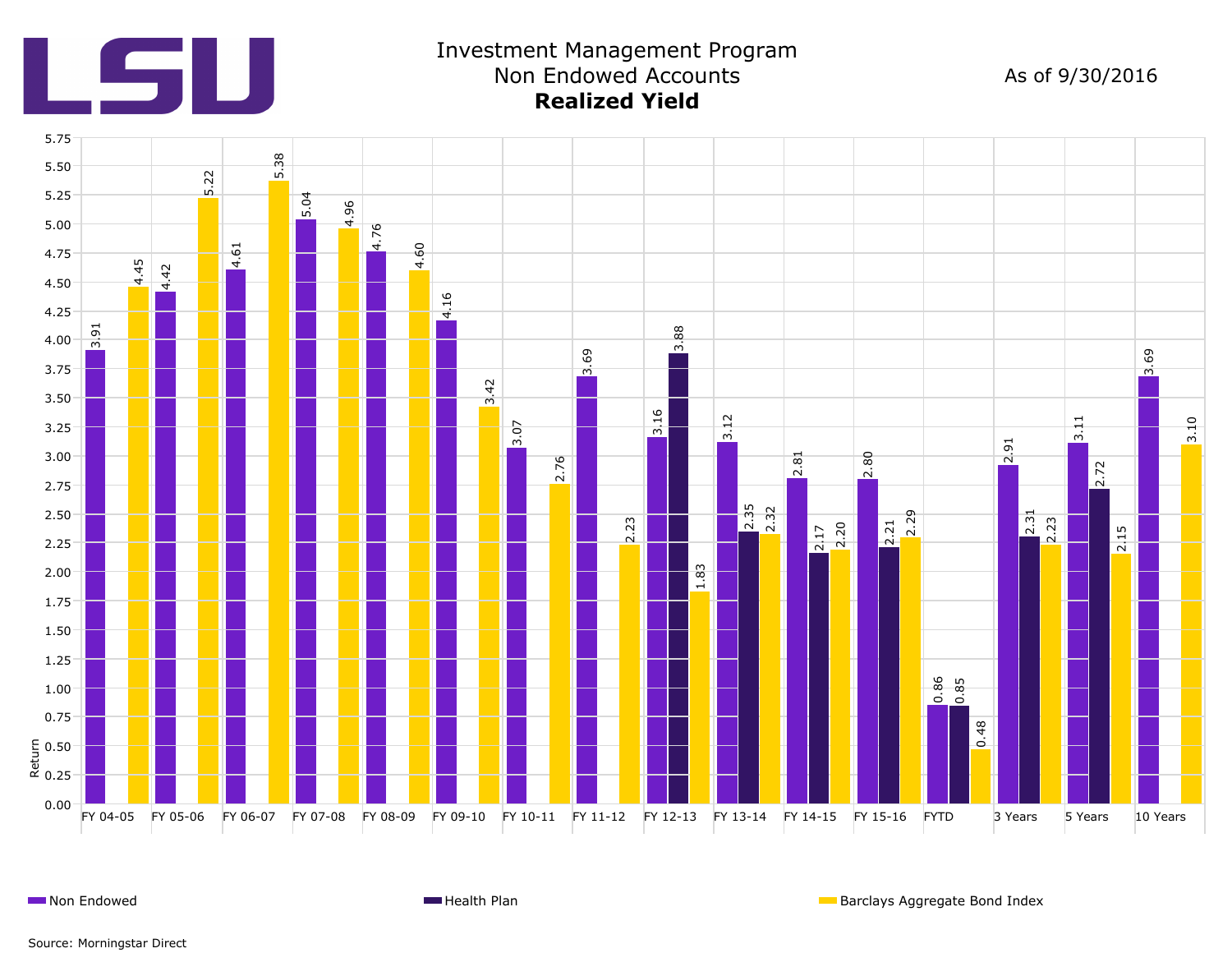# Investment Management Program
## Non Endowed Accounts
### **Realized Yield**

As of 9/30/2016

| Period | Non Endowed | Health Plan | Barclays Aggregate Bond Index |
|---|---|---|---|
| FY 04-05 | 3.91 | | 4.45 |
| FY 05-06 | 4.42 | | 5.22 |
| FY 06-07 | 4.61 | | 5.38 |
| FY 07-08 | 5.04 | | 4.96 |
| FY 08-09 | 4.76 | | 4.60 |
| FY 09-10 | 4.16 | | 3.42 |
| FY 10-11 | 3.07 | | 2.76 |
| FY 11-12 | 3.69 | | 2.23 |
| FY 12-13 | 3.16 | 3.88 | 1.83 |
| FY 13-14 | 3.12 | 2.35 | 2.32 |
| FY 14-15 | 2.81 | 2.17 | 2.20 |
| FY 15-16 | 2.80 | 2.21 | 2.29 |
| FYTD | 0.86 | 0.85 | 0.48 |
| 3 Years | 2.91 | 2.31 | 2.23 |
| 5 Years | 3.11 | 2.72 | 2.15 |
| 10 Years | 3.69 | | 3.10 |

Source: Morningstar Direct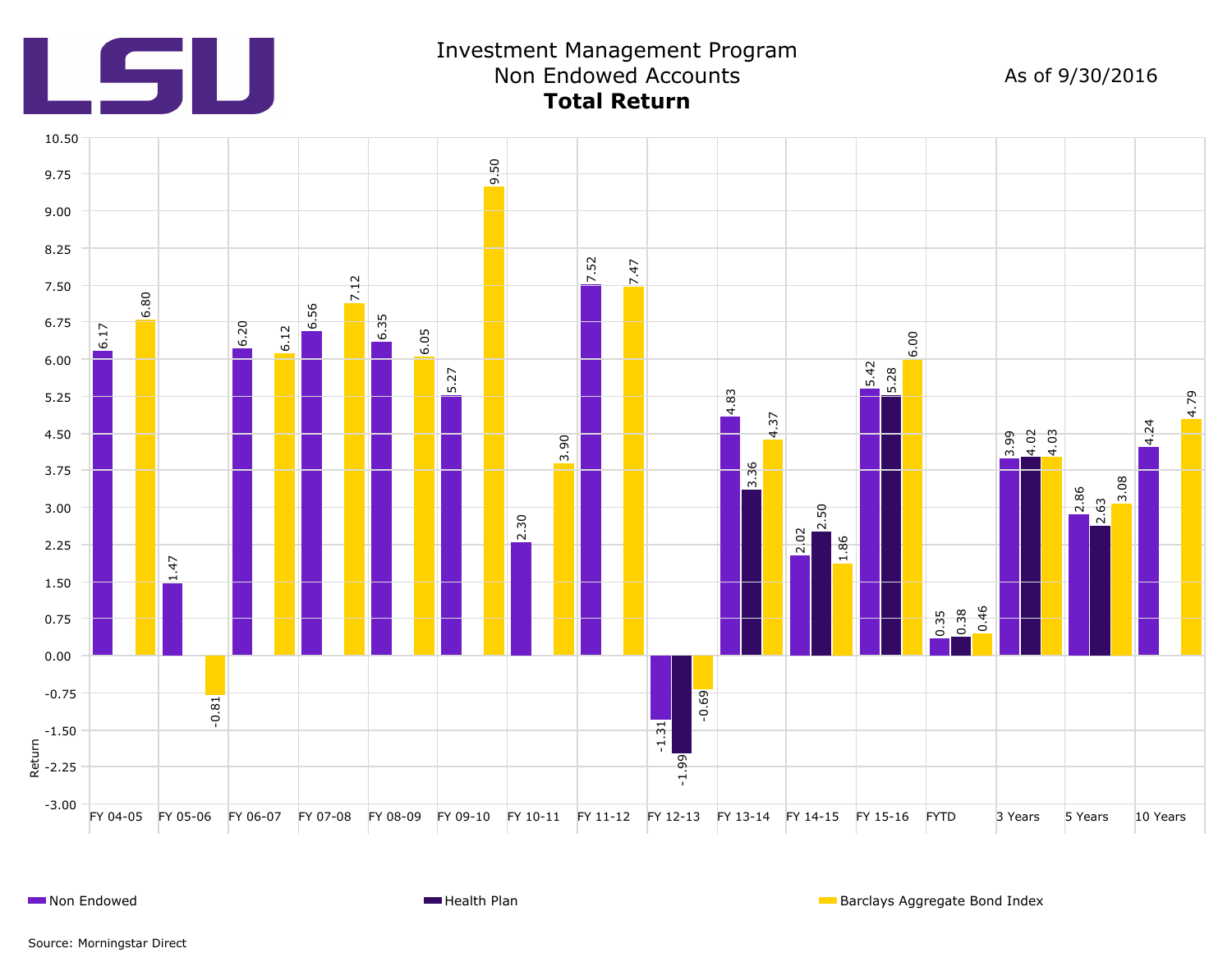# Investment Management Program

## Non Endowed Accounts

### Total Return

As of 9/30/2016

| Period | Non Endowed | Health Plan | Barclays Aggregate Bond Index |
|---|---|---|---|
| FY 04-05 | 6.17 | | 6.80 |
| FY 05-06 | 1.47 | | -0.81 |
| FY 06-07 | 6.20 | | 6.12 |
| FY 07-08 | 6.56 | | 7.12 |
| FY 08-09 | 6.35 | | 6.05 |
| FY 09-10 | 5.27 | | 9.50 |
| FY 10-11 | 2.30 | | 3.90 |
| FY 11-12 | 7.52 | | 7.47 |
| FY 12-13 | -1.31 | -1.99 | -0.69 |
| FY 13-14 | 4.83 | 3.36 | 4.37 |
| FY 14-15 | 2.02 | 2.50 | 1.86 |
| FY 15-16 | 5.42 | 5.28 | 6.00 |
| FYTD | 0.35 | 0.38 | 0.46 |
| 3 Years | 3.99 | 4.02 | 4.03 |
| 5 Years | 2.86 | 2.63 | 3.08 |
| 10 Years | 4.24 | | 4.79 |

Source: Morningstar Direct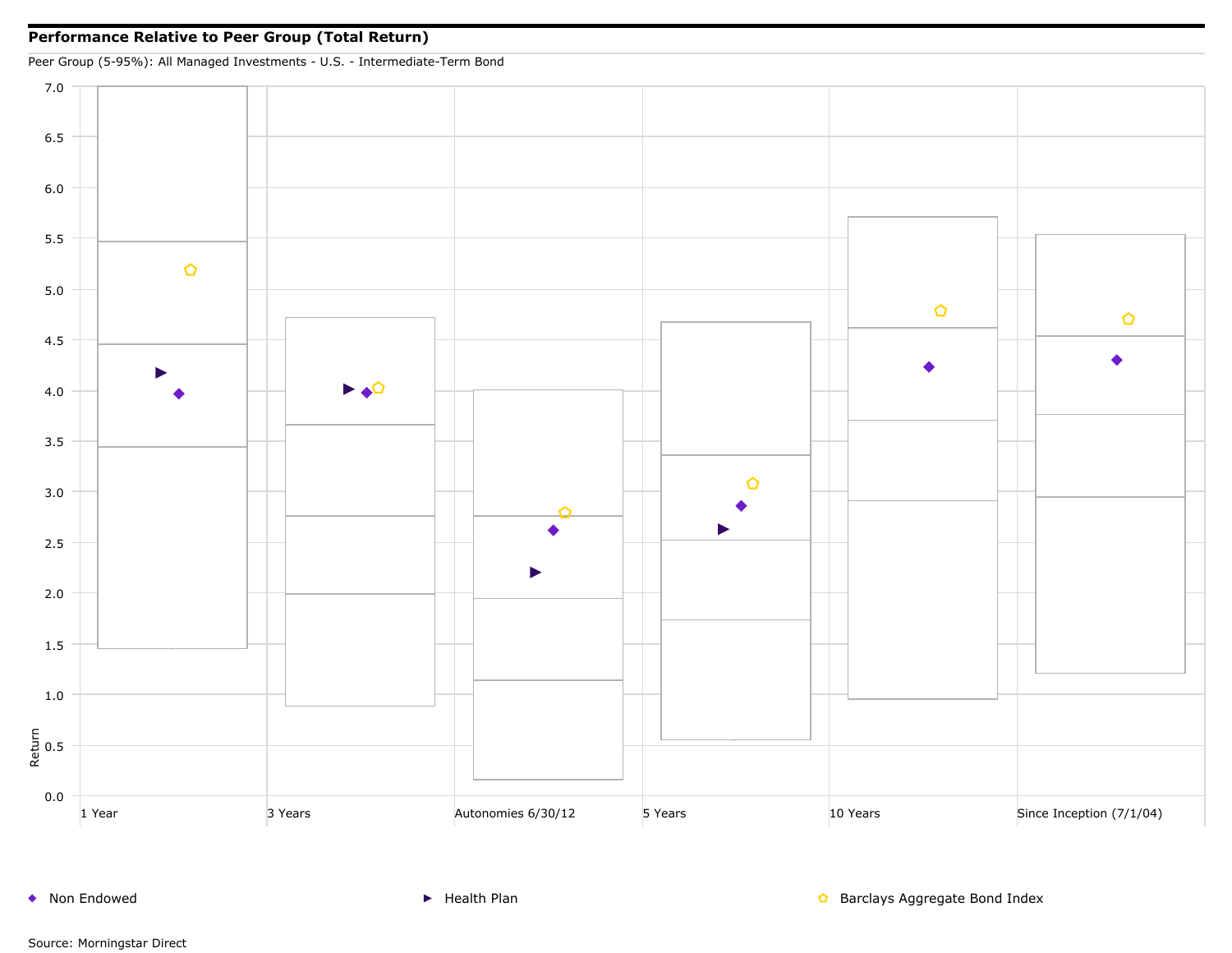## Performance Relative to Peer Group (Total Return)

Peer Group (5-95%): All Managed Investments - U.S. - Intermediate-Term Bond

Return

7.0
6.5
6.0
5.5
5.0
4.5
4.0
3.5
3.0
2.5
2.0
1.5
1.0
0.5
0.0

1 Year | 3 Years | Autonomies 6/30/12 | 5 Years | 10 Years | Since Inception (7/1/04)

◆ Non Endowed ▶ Health Plan ⬠ Barclays Aggregate Bond Index

Source: Morningstar Direct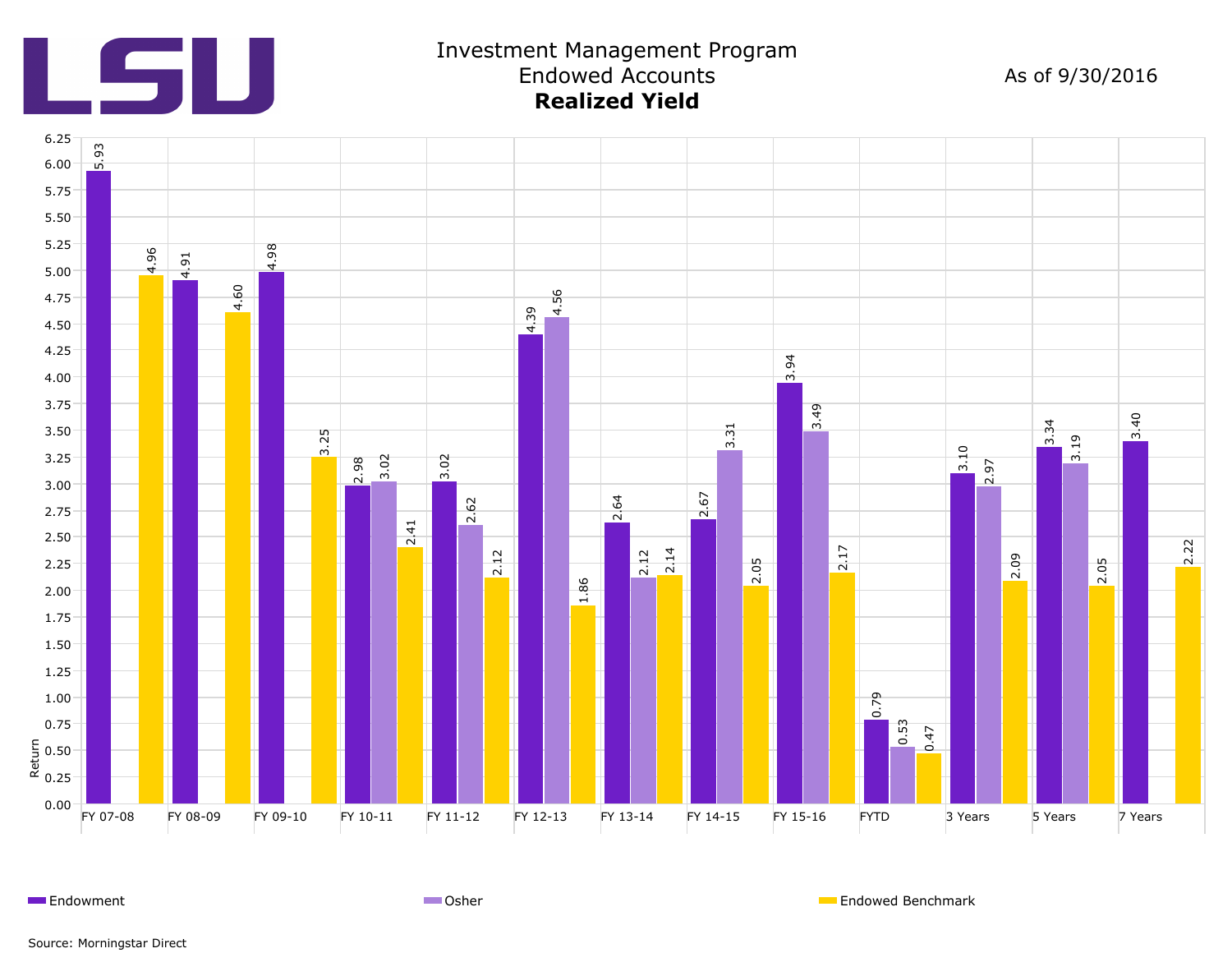# Investment Management Program
## Endowed Accounts
### **Realized Yield**

As of 9/30/2016

| Period | Endowment | Osher | Endowed Benchmark |
|---|---|---|---|
| FY 07-08 | 5.93 | | 4.96 |
| FY 08-09 | 4.91 | | 4.60 |
| FY 09-10 | 4.98 | | 3.25 |
| FY 10-11 | 2.98 | 3.02 | 2.41 |
| FY 11-12 | 3.02 | 2.62 | 2.12 |
| FY 12-13 | 4.39 | 4.56 | 1.86 |
| FY 13-14 | 2.64 | 2.12 | 2.14 |
| FY 14-15 | 2.67 | 3.31 | 2.05 |
| FY 15-16 | 3.94 | 3.49 | 2.17 |
| FYTD | 0.79 | 0.53 | 0.47 |
| 3 Years | 3.10 | 2.97 | 2.09 |
| 5 Years | 3.34 | 3.19 | 2.05 |
| 7 Years | 3.40 | | 2.22 |

Source: Morningstar Direct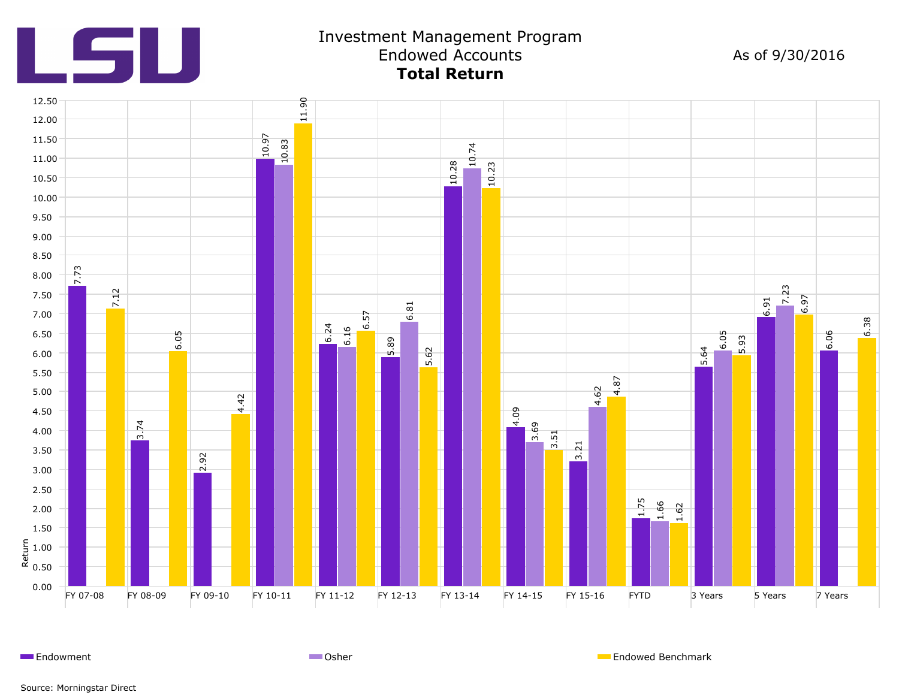LSU

# Investment Management Program
## Endowed Accounts
## **Total Return**

As of 9/30/2016

12.50
12.00
11.50
11.00
10.50
10.00
9.50
9.00
8.50
8.00
7.50
7.00
6.50
6.00
5.50
5.00
4.50
4.00
3.50
3.00
2.50
2.00
1.50
1.00
0.50
0.00

Return

FY 07-08: 7.73, 7.12
FY 08-09: 3.74, 6.05
FY 09-10: 2.92, 4.42
FY 10-11: 10.97, 10.83, 11.90
FY 11-12: 6.24, 6.16, 6.57
FY 12-13: 5.89, 6.81, 5.62
FY 13-14: 10.28, 10.74, 10.23
FY 14-15: 4.09, 3.69, 3.51
FY 15-16: 3.21, 4.62, 4.87
FYTD: 1.75, 1.66, 1.62
3 Years: 5.64, 6.05, 5.93
5 Years: 6.91, 7.23, 6.97
7 Years: 6.06, 6.38

Endowment
Osher
Endowed Benchmark

Source: Morningstar Direct